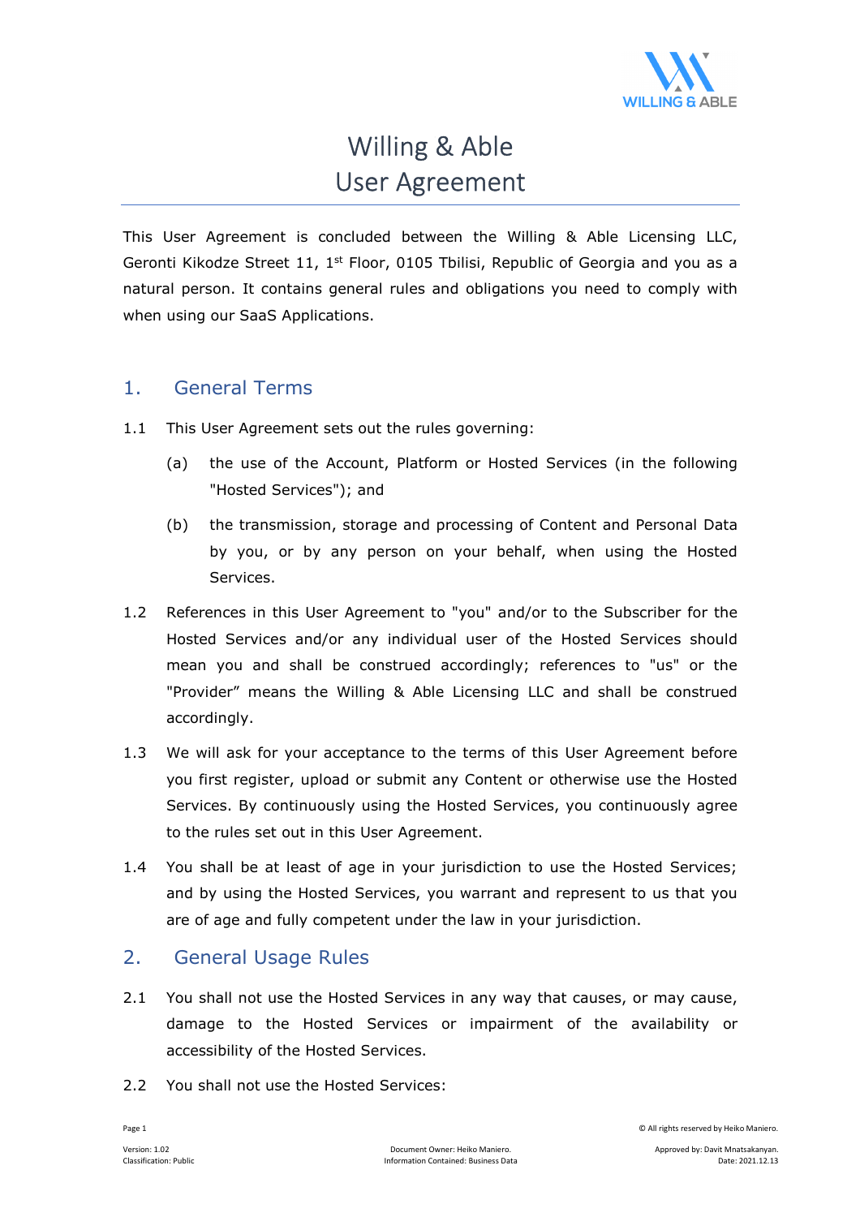# Willing & Able User Agreement

This User Agreement is concluded between the Willing & Able Licensing LLC, Geronti Kikodze Street 11, 1st Floor, 0105 Tbilisi, Republic of Georgia and you as a natural person. It contains general rules and obligations you need to comply with when using our SaaS Applications.

## 1. General Terms

1.1 This User Agreement sets out the rules governing:

(a) the use of the Account, Platform or Hosted Services (in the following "Hosted Services"); and

(b) the transmission, storage and processing of Content and Personal Data by you, or by any person on your behalf, when using the Hosted Services.

1.2 References in this User Agreement to "you" and/or to the Subscriber for the Hosted Services and/or any individual user of the Hosted Services should mean you and shall be construed accordingly; references to "us" or the "Provider" means the Willing & Able Licensing LLC and shall be construed accordingly.

1.3 We will ask for your acceptance to the terms of this User Agreement before you first register, upload or submit any Content or otherwise use the Hosted Services. By continuously using the Hosted Services, you continuously agree to the rules set out in this User Agreement.

1.4 You shall be at least of age in your jurisdiction to use the Hosted Services; and by using the Hosted Services, you warrant and represent to us that you are of age and fully competent under the law in your jurisdiction.

## 2. General Usage Rules

2.1 You shall not use the Hosted Services in any way that causes, or may cause, damage to the Hosted Services or impairment of the availability or accessibility of the Hosted Services.

2.2 You shall not use the Hosted Services: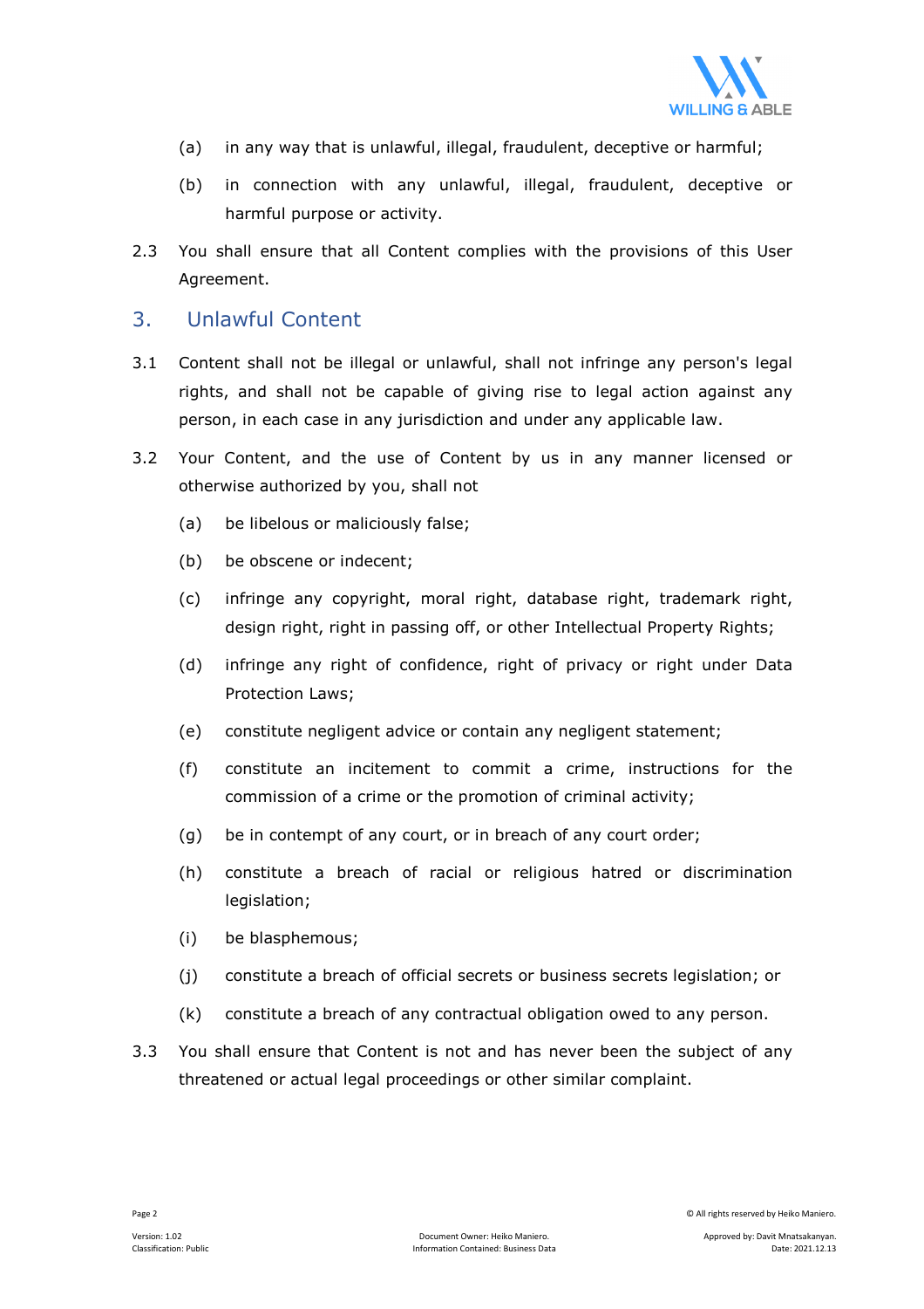(a) in any way that is unlawful, illegal, fraudulent, deceptive or harmful;

(b) in connection with any unlawful, illegal, fraudulent, deceptive or harmful purpose or activity.

2.3 You shall ensure that all Content complies with the provisions of this User Agreement.

## 3. Unlawful Content

3.1 Content shall not be illegal or unlawful, shall not infringe any person's legal rights, and shall not be capable of giving rise to legal action against any person, in each case in any jurisdiction and under any applicable law.

3.2 Your Content, and the use of Content by us in any manner licensed or otherwise authorized by you, shall not

(a) be libelous or maliciously false;

(b) be obscene or indecent;

(c) infringe any copyright, moral right, database right, trademark right, design right, right in passing off, or other Intellectual Property Rights;

(d) infringe any right of confidence, right of privacy or right under Data Protection Laws;

(e) constitute negligent advice or contain any negligent statement;

(f) constitute an incitement to commit a crime, instructions for the commission of a crime or the promotion of criminal activity;

(g) be in contempt of any court, or in breach of any court order;

(h) constitute a breach of racial or religious hatred or discrimination legislation;

(i) be blasphemous;

(j) constitute a breach of official secrets or business secrets legislation; or

(k) constitute a breach of any contractual obligation owed to any person.

3.3 You shall ensure that Content is not and has never been the subject of any threatened or actual legal proceedings or other similar complaint.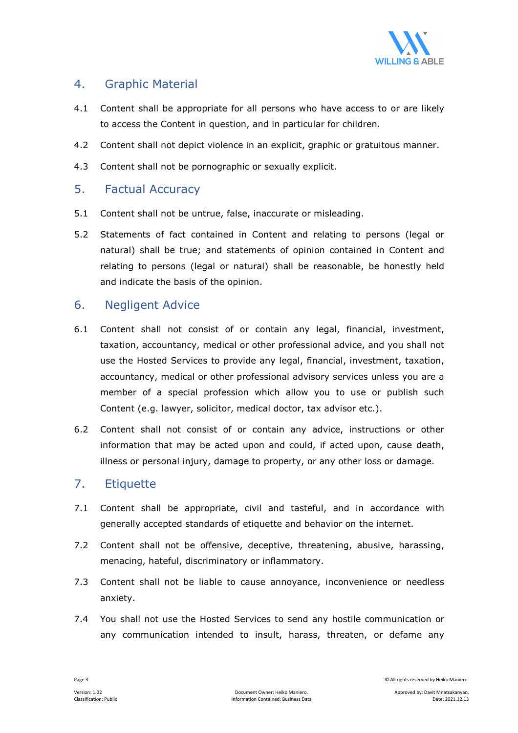## 4. Graphic Material

4.1 Content shall be appropriate for all persons who have access to or are likely to access the Content in question, and in particular for children.

4.2 Content shall not depict violence in an explicit, graphic or gratuitous manner.

4.3 Content shall not be pornographic or sexually explicit.

## 5. Factual Accuracy

5.1 Content shall not be untrue, false, inaccurate or misleading.

5.2 Statements of fact contained in Content and relating to persons (legal or natural) shall be true; and statements of opinion contained in Content and relating to persons (legal or natural) shall be reasonable, be honestly held and indicate the basis of the opinion.

## 6. Negligent Advice

6.1 Content shall not consist of or contain any legal, financial, investment, taxation, accountancy, medical or other professional advice, and you shall not use the Hosted Services to provide any legal, financial, investment, taxation, accountancy, medical or other professional advisory services unless you are a member of a special profession which allow you to use or publish such Content (e.g. lawyer, solicitor, medical doctor, tax advisor etc.).

6.2 Content shall not consist of or contain any advice, instructions or other information that may be acted upon and could, if acted upon, cause death, illness or personal injury, damage to property, or any other loss or damage.

## 7. Etiquette

7.1 Content shall be appropriate, civil and tasteful, and in accordance with generally accepted standards of etiquette and behavior on the internet.

7.2 Content shall not be offensive, deceptive, threatening, abusive, harassing, menacing, hateful, discriminatory or inflammatory.

7.3 Content shall not be liable to cause annoyance, inconvenience or needless anxiety.

7.4 You shall not use the Hosted Services to send any hostile communication or any communication intended to insult, harass, threaten, or defame any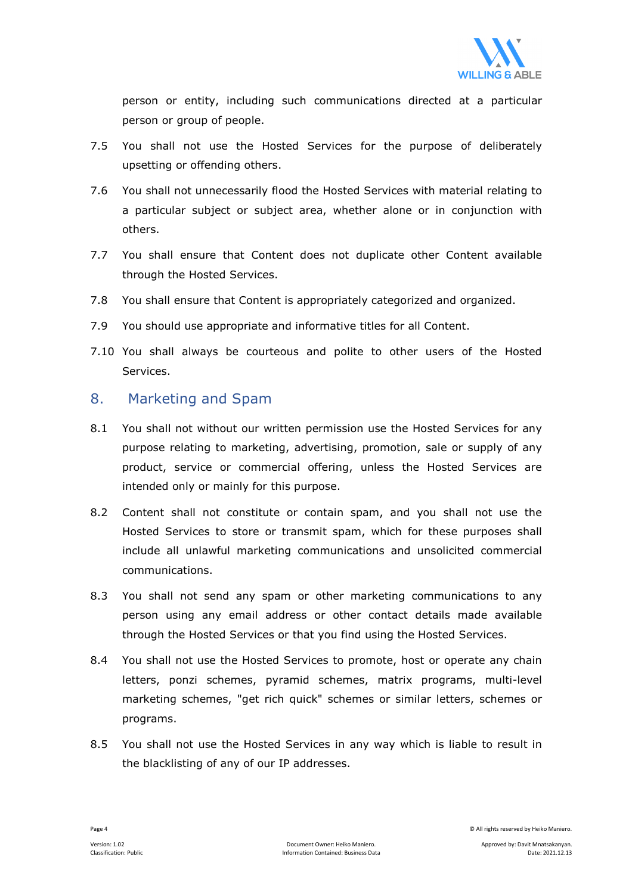person or entity, including such communications directed at a particular person or group of people.

7.5 You shall not use the Hosted Services for the purpose of deliberately upsetting or offending others.

7.6 You shall not unnecessarily flood the Hosted Services with material relating to a particular subject or subject area, whether alone or in conjunction with others.

7.7 You shall ensure that Content does not duplicate other Content available through the Hosted Services.

7.8 You shall ensure that Content is appropriately categorized and organized.

7.9 You should use appropriate and informative titles for all Content.

7.10 You shall always be courteous and polite to other users of the Hosted Services.

## 8. Marketing and Spam

8.1 You shall not without our written permission use the Hosted Services for any purpose relating to marketing, advertising, promotion, sale or supply of any product, service or commercial offering, unless the Hosted Services are intended only or mainly for this purpose.

8.2 Content shall not constitute or contain spam, and you shall not use the Hosted Services to store or transmit spam, which for these purposes shall include all unlawful marketing communications and unsolicited commercial communications.

8.3 You shall not send any spam or other marketing communications to any person using any email address or other contact details made available through the Hosted Services or that you find using the Hosted Services.

8.4 You shall not use the Hosted Services to promote, host or operate any chain letters, ponzi schemes, pyramid schemes, matrix programs, multi-level marketing schemes, "get rich quick" schemes or similar letters, schemes or programs.

8.5 You shall not use the Hosted Services in any way which is liable to result in the blacklisting of any of our IP addresses.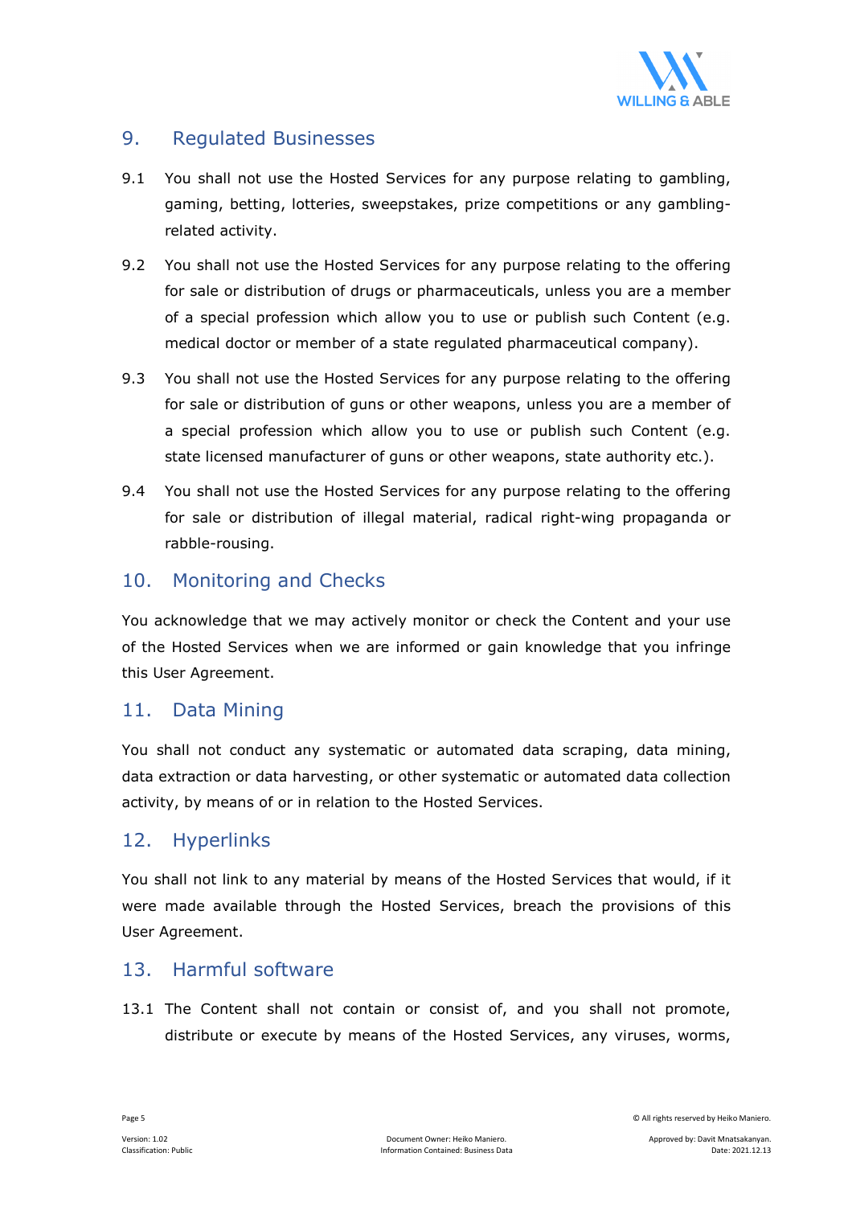## 9. Regulated Businesses

9.1 You shall not use the Hosted Services for any purpose relating to gambling, gaming, betting, lotteries, sweepstakes, prize competitions or any gambling-related activity.

9.2 You shall not use the Hosted Services for any purpose relating to the offering for sale or distribution of drugs or pharmaceuticals, unless you are a member of a special profession which allow you to use or publish such Content (e.g. medical doctor or member of a state regulated pharmaceutical company).

9.3 You shall not use the Hosted Services for any purpose relating to the offering for sale or distribution of guns or other weapons, unless you are a member of a special profession which allow you to use or publish such Content (e.g. state licensed manufacturer of guns or other weapons, state authority etc.).

9.4 You shall not use the Hosted Services for any purpose relating to the offering for sale or distribution of illegal material, radical right-wing propaganda or rabble-rousing.

## 10. Monitoring and Checks

You acknowledge that we may actively monitor or check the Content and your use of the Hosted Services when we are informed or gain knowledge that you infringe this User Agreement.

## 11. Data Mining

You shall not conduct any systematic or automated data scraping, data mining, data extraction or data harvesting, or other systematic or automated data collection activity, by means of or in relation to the Hosted Services.

## 12. Hyperlinks

You shall not link to any material by means of the Hosted Services that would, if it were made available through the Hosted Services, breach the provisions of this User Agreement.

## 13. Harmful software

13.1 The Content shall not contain or consist of, and you shall not promote, distribute or execute by means of the Hosted Services, any viruses, worms,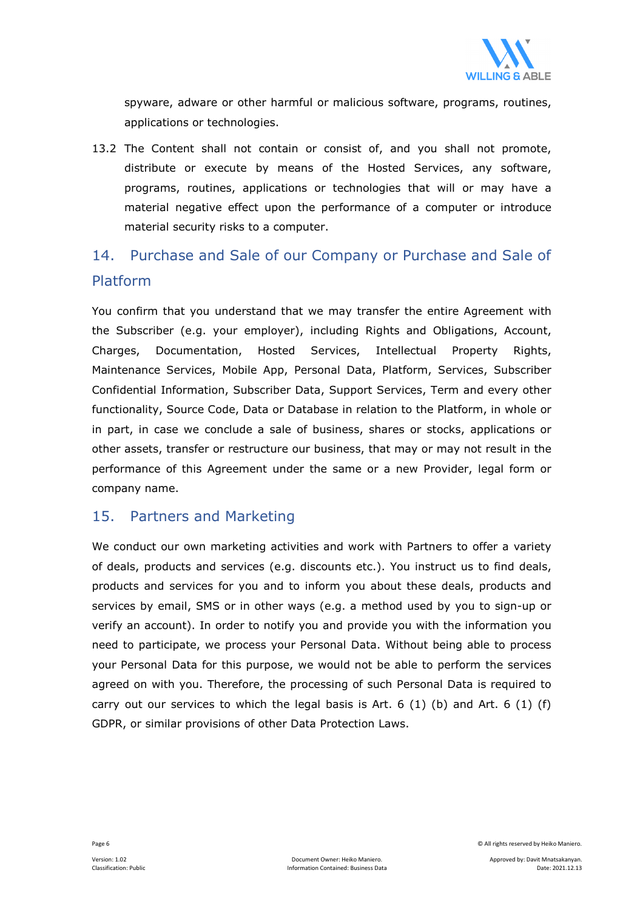spyware, adware or other harmful or malicious software, programs, routines, applications or technologies.

13.2 The Content shall not contain or consist of, and you shall not promote, distribute or execute by means of the Hosted Services, any software, programs, routines, applications or technologies that will or may have a material negative effect upon the performance of a computer or introduce material security risks to a computer.

## 14. Purchase and Sale of our Company or Purchase and Sale of Platform

You confirm that you understand that we may transfer the entire Agreement with the Subscriber (e.g. your employer), including Rights and Obligations, Account, Charges, Documentation, Hosted Services, Intellectual Property Rights, Maintenance Services, Mobile App, Personal Data, Platform, Services, Subscriber Confidential Information, Subscriber Data, Support Services, Term and every other functionality, Source Code, Data or Database in relation to the Platform, in whole or in part, in case we conclude a sale of business, shares or stocks, applications or other assets, transfer or restructure our business, that may or may not result in the performance of this Agreement under the same or a new Provider, legal form or company name.

## 15. Partners and Marketing

We conduct our own marketing activities and work with Partners to offer a variety of deals, products and services (e.g. discounts etc.). You instruct us to find deals, products and services for you and to inform you about these deals, products and services by email, SMS or in other ways (e.g. a method used by you to sign-up or verify an account). In order to notify you and provide you with the information you need to participate, we process your Personal Data. Without being able to process your Personal Data for this purpose, we would not be able to perform the services agreed on with you. Therefore, the processing of such Personal Data is required to carry out our services to which the legal basis is Art. 6 (1) (b) and Art. 6 (1) (f) GDPR, or similar provisions of other Data Protection Laws.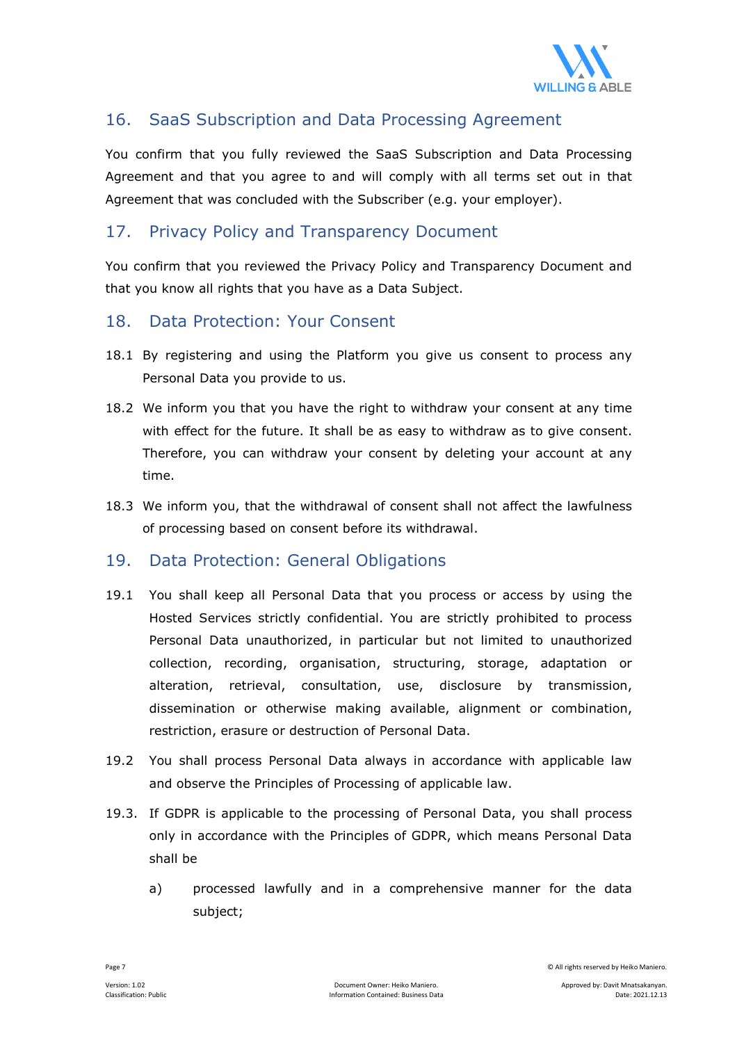## 16. SaaS Subscription and Data Processing Agreement

You confirm that you fully reviewed the SaaS Subscription and Data Processing Agreement and that you agree to and will comply with all terms set out in that Agreement that was concluded with the Subscriber (e.g. your employer).

## 17. Privacy Policy and Transparency Document

You confirm that you reviewed the Privacy Policy and Transparency Document and that you know all rights that you have as a Data Subject.

## 18. Data Protection: Your Consent

18.1 By registering and using the Platform you give us consent to process any Personal Data you provide to us.

18.2 We inform you that you have the right to withdraw your consent at any time with effect for the future. It shall be as easy to withdraw as to give consent. Therefore, you can withdraw your consent by deleting your account at any time.

18.3 We inform you, that the withdrawal of consent shall not affect the lawfulness of processing based on consent before its withdrawal.

## 19. Data Protection: General Obligations

19.1 You shall keep all Personal Data that you process or access by using the Hosted Services strictly confidential. You are strictly prohibited to process Personal Data unauthorized, in particular but not limited to unauthorized collection, recording, organisation, structuring, storage, adaptation or alteration, retrieval, consultation, use, disclosure by transmission, dissemination or otherwise making available, alignment or combination, restriction, erasure or destruction of Personal Data.

19.2 You shall process Personal Data always in accordance with applicable law and observe the Principles of Processing of applicable law.

19.3. If GDPR is applicable to the processing of Personal Data, you shall process only in accordance with the Principles of GDPR, which means Personal Data shall be

a) processed lawfully and in a comprehensive manner for the data subject;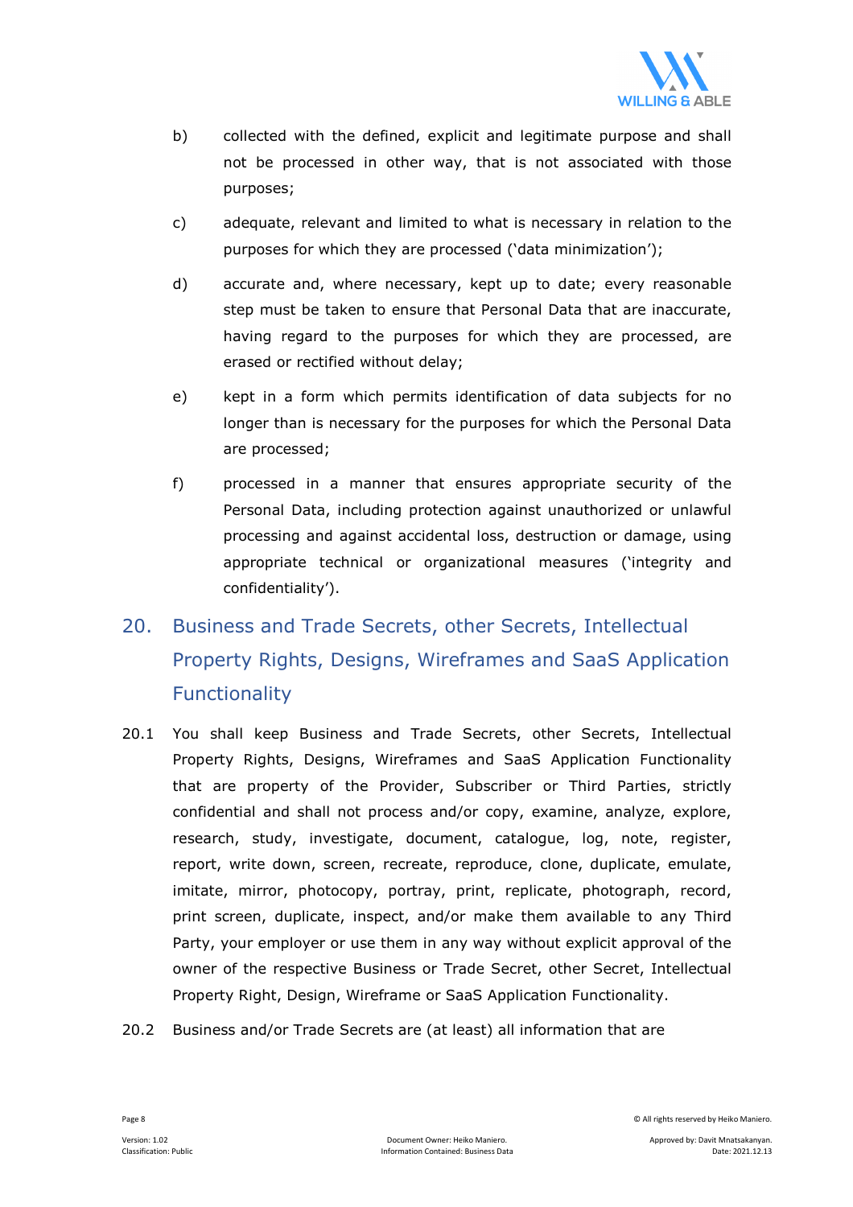b) collected with the defined, explicit and legitimate purpose and shall not be processed in other way, that is not associated with those purposes;

c) adequate, relevant and limited to what is necessary in relation to the purposes for which they are processed ('data minimization');

d) accurate and, where necessary, kept up to date; every reasonable step must be taken to ensure that Personal Data that are inaccurate, having regard to the purposes for which they are processed, are erased or rectified without delay;

e) kept in a form which permits identification of data subjects for no longer than is necessary for the purposes for which the Personal Data are processed;

f) processed in a manner that ensures appropriate security of the Personal Data, including protection against unauthorized or unlawful processing and against accidental loss, destruction or damage, using appropriate technical or organizational measures ('integrity and confidentiality').

## 20. Business and Trade Secrets, other Secrets, Intellectual Property Rights, Designs, Wireframes and SaaS Application Functionality

20.1 You shall keep Business and Trade Secrets, other Secrets, Intellectual Property Rights, Designs, Wireframes and SaaS Application Functionality that are property of the Provider, Subscriber or Third Parties, strictly confidential and shall not process and/or copy, examine, analyze, explore, research, study, investigate, document, catalogue, log, note, register, report, write down, screen, recreate, reproduce, clone, duplicate, emulate, imitate, mirror, photocopy, portray, print, replicate, photograph, record, print screen, duplicate, inspect, and/or make them available to any Third Party, your employer or use them in any way without explicit approval of the owner of the respective Business or Trade Secret, other Secret, Intellectual Property Right, Design, Wireframe or SaaS Application Functionality.

20.2 Business and/or Trade Secrets are (at least) all information that are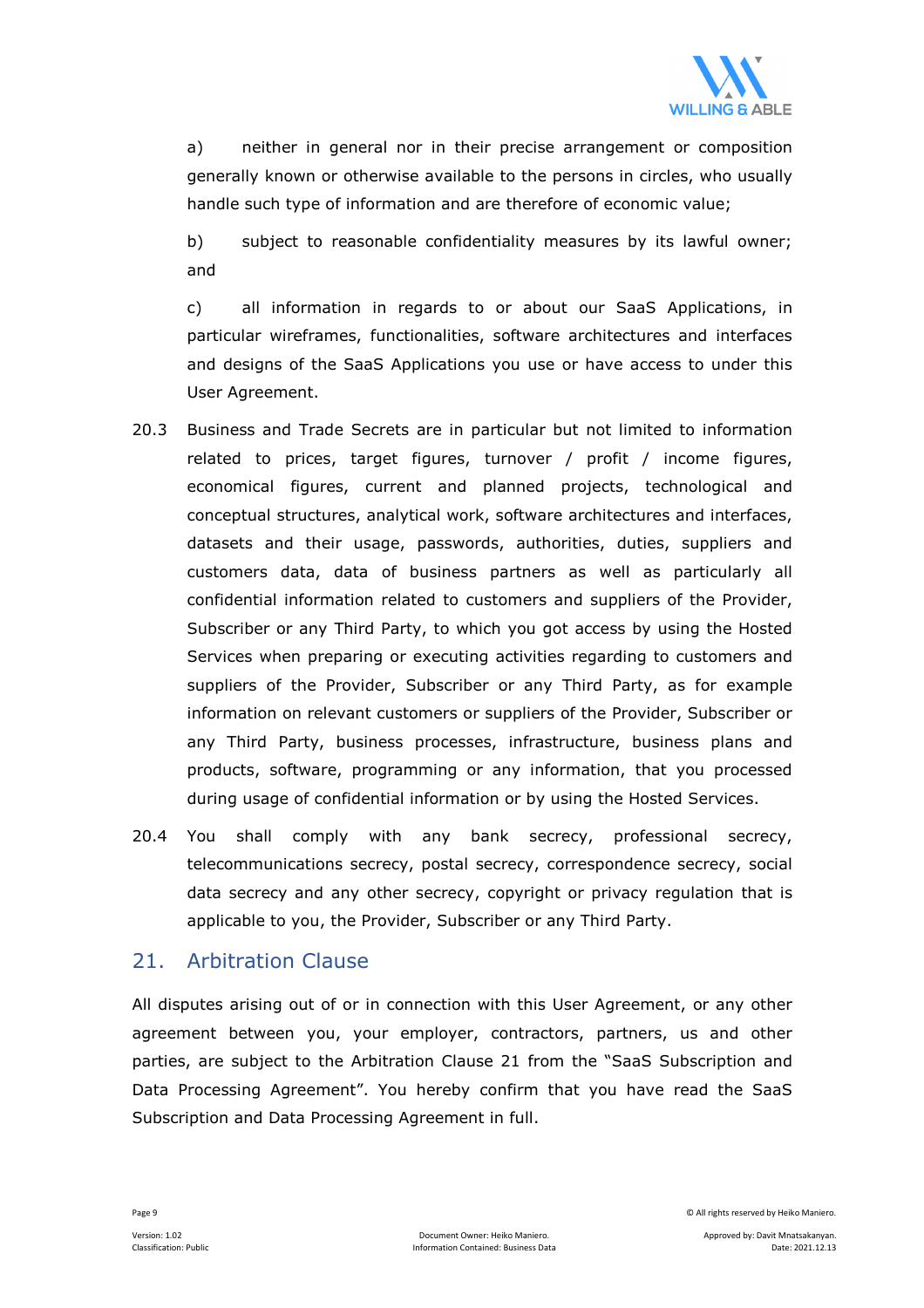a) neither in general nor in their precise arrangement or composition generally known or otherwise available to the persons in circles, who usually handle such type of information and are therefore of economic value;

b) subject to reasonable confidentiality measures by its lawful owner; and

c) all information in regards to or about our SaaS Applications, in particular wireframes, functionalities, software architectures and interfaces and designs of the SaaS Applications you use or have access to under this User Agreement.

20.3 Business and Trade Secrets are in particular but not limited to information related to prices, target figures, turnover / profit / income figures, economical figures, current and planned projects, technological and conceptual structures, analytical work, software architectures and interfaces, datasets and their usage, passwords, authorities, duties, suppliers and customers data, data of business partners as well as particularly all confidential information related to customers and suppliers of the Provider, Subscriber or any Third Party, to which you got access by using the Hosted Services when preparing or executing activities regarding to customers and suppliers of the Provider, Subscriber or any Third Party, as for example information on relevant customers or suppliers of the Provider, Subscriber or any Third Party, business processes, infrastructure, business plans and products, software, programming or any information, that you processed during usage of confidential information or by using the Hosted Services.

20.4 You shall comply with any bank secrecy, professional secrecy, telecommunications secrecy, postal secrecy, correspondence secrecy, social data secrecy and any other secrecy, copyright or privacy regulation that is applicable to you, the Provider, Subscriber or any Third Party.

## 21. Arbitration Clause

All disputes arising out of or in connection with this User Agreement, or any other agreement between you, your employer, contractors, partners, us and other parties, are subject to the Arbitration Clause 21 from the "SaaS Subscription and Data Processing Agreement". You hereby confirm that you have read the SaaS Subscription and Data Processing Agreement in full.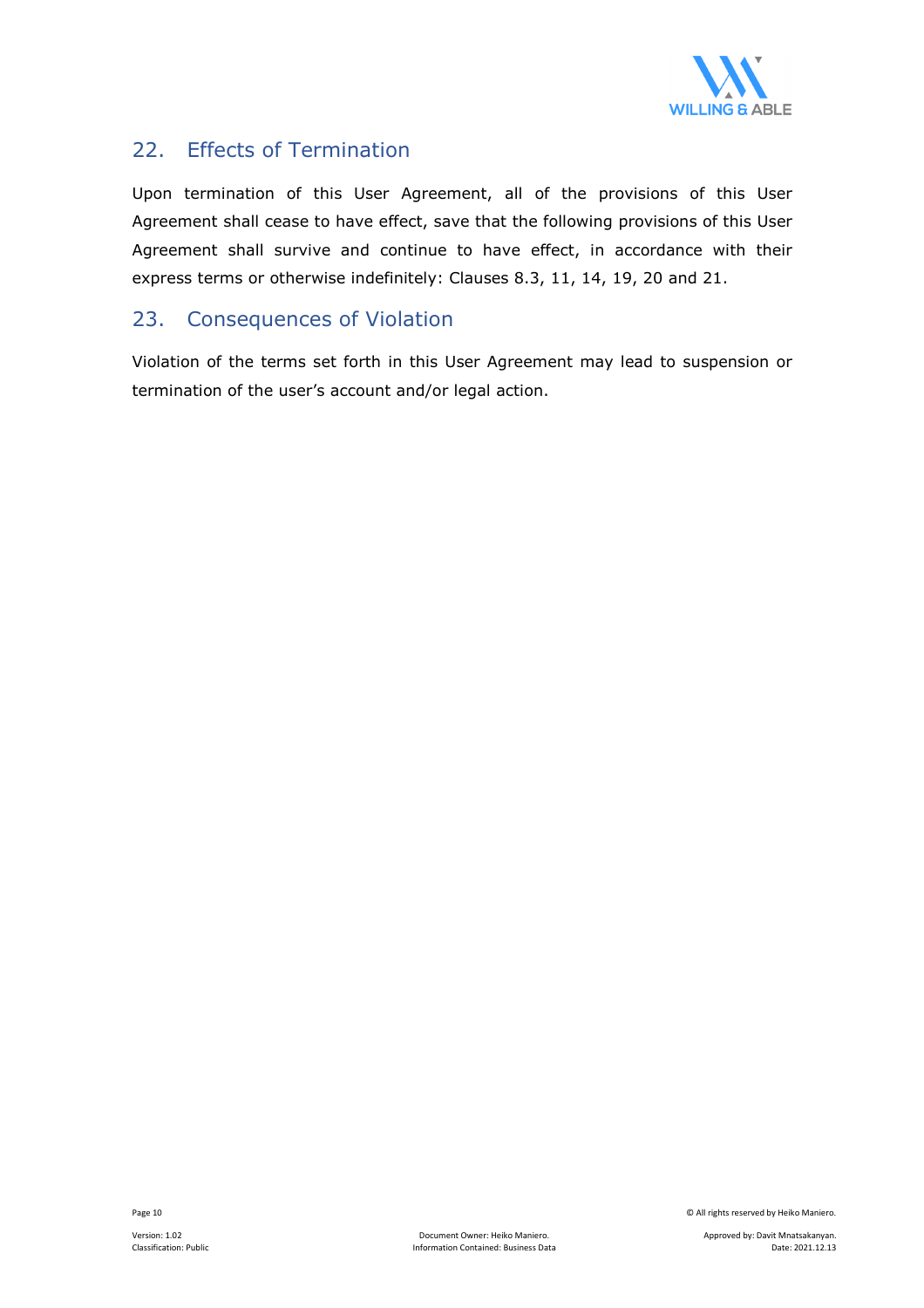## 22. Effects of Termination

Upon termination of this User Agreement, all of the provisions of this User Agreement shall cease to have effect, save that the following provisions of this User Agreement shall survive and continue to have effect, in accordance with their express terms or otherwise indefinitely: Clauses 8.3, 11, 14, 19, 20 and 21.

## 23. Consequences of Violation

Violation of the terms set forth in this User Agreement may lead to suspension or termination of the user's account and/or legal action.